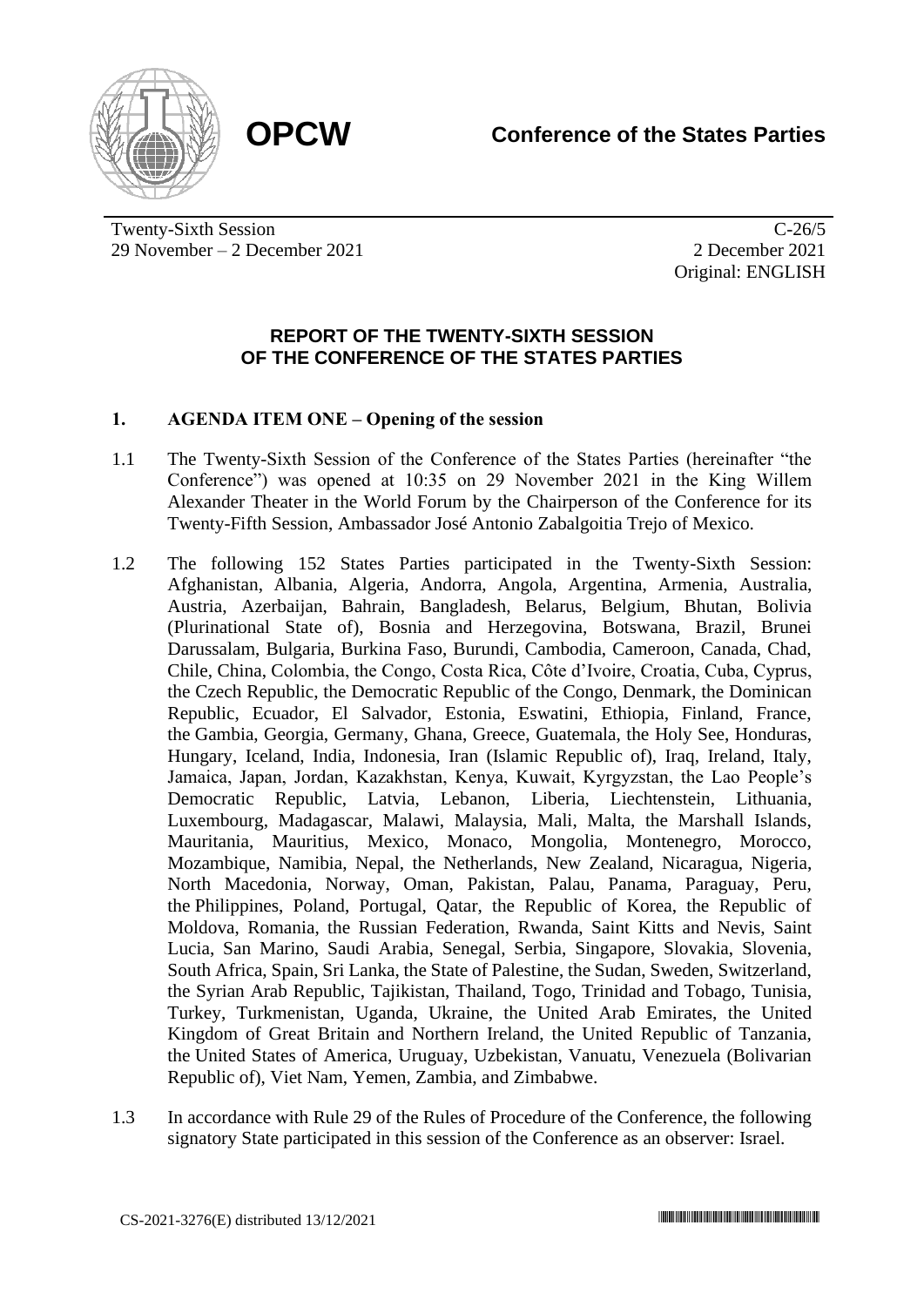**OPCW**

**Conference of the States Parties**

Twenty-Sixth Session
29 November – 2 December 2021

C-26/5
2 December 2021
Original: ENGLISH

## REPORT OF THE TWENTY-SIXTH SESSION OF THE CONFERENCE OF THE STATES PARTIES

### 1. AGENDA ITEM ONE – Opening of the session

1.1 The Twenty-Sixth Session of the Conference of the States Parties (hereinafter "the Conference") was opened at 10:35 on 29 November 2021 in the King Willem Alexander Theater in the World Forum by the Chairperson of the Conference for its Twenty-Fifth Session, Ambassador José Antonio Zabalgoitia Trejo of Mexico.

1.2 The following 152 States Parties participated in the Twenty-Sixth Session: Afghanistan, Albania, Algeria, Andorra, Angola, Argentina, Armenia, Australia, Austria, Azerbaijan, Bahrain, Bangladesh, Belarus, Belgium, Bhutan, Bolivia (Plurinational State of), Bosnia and Herzegovina, Botswana, Brazil, Brunei Darussalam, Bulgaria, Burkina Faso, Burundi, Cambodia, Cameroon, Canada, Chad, Chile, China, Colombia, the Congo, Costa Rica, Côte d'Ivoire, Croatia, Cuba, Cyprus, the Czech Republic, the Democratic Republic of the Congo, Denmark, the Dominican Republic, Ecuador, El Salvador, Estonia, Eswatini, Ethiopia, Finland, France, the Gambia, Georgia, Germany, Ghana, Greece, Guatemala, the Holy See, Honduras, Hungary, Iceland, India, Indonesia, Iran (Islamic Republic of), Iraq, Ireland, Italy, Jamaica, Japan, Jordan, Kazakhstan, Kenya, Kuwait, Kyrgyzstan, the Lao People's Democratic Republic, Latvia, Lebanon, Liberia, Liechtenstein, Lithuania, Luxembourg, Madagascar, Malawi, Malaysia, Mali, Malta, the Marshall Islands, Mauritania, Mauritius, Mexico, Monaco, Mongolia, Montenegro, Morocco, Mozambique, Namibia, Nepal, the Netherlands, New Zealand, Nicaragua, Nigeria, North Macedonia, Norway, Oman, Pakistan, Palau, Panama, Paraguay, Peru, the Philippines, Poland, Portugal, Qatar, the Republic of Korea, the Republic of Moldova, Romania, the Russian Federation, Rwanda, Saint Kitts and Nevis, Saint Lucia, San Marino, Saudi Arabia, Senegal, Serbia, Singapore, Slovakia, Slovenia, South Africa, Spain, Sri Lanka, the State of Palestine, the Sudan, Sweden, Switzerland, the Syrian Arab Republic, Tajikistan, Thailand, Togo, Trinidad and Tobago, Tunisia, Turkey, Turkmenistan, Uganda, Ukraine, the United Arab Emirates, the United Kingdom of Great Britain and Northern Ireland, the United Republic of Tanzania, the United States of America, Uruguay, Uzbekistan, Vanuatu, Venezuela (Bolivarian Republic of), Viet Nam, Yemen, Zambia, and Zimbabwe.

1.3 In accordance with Rule 29 of the Rules of Procedure of the Conference, the following signatory State participated in this session of the Conference as an observer: Israel.

CS-2021-3276(E) distributed 13/12/2021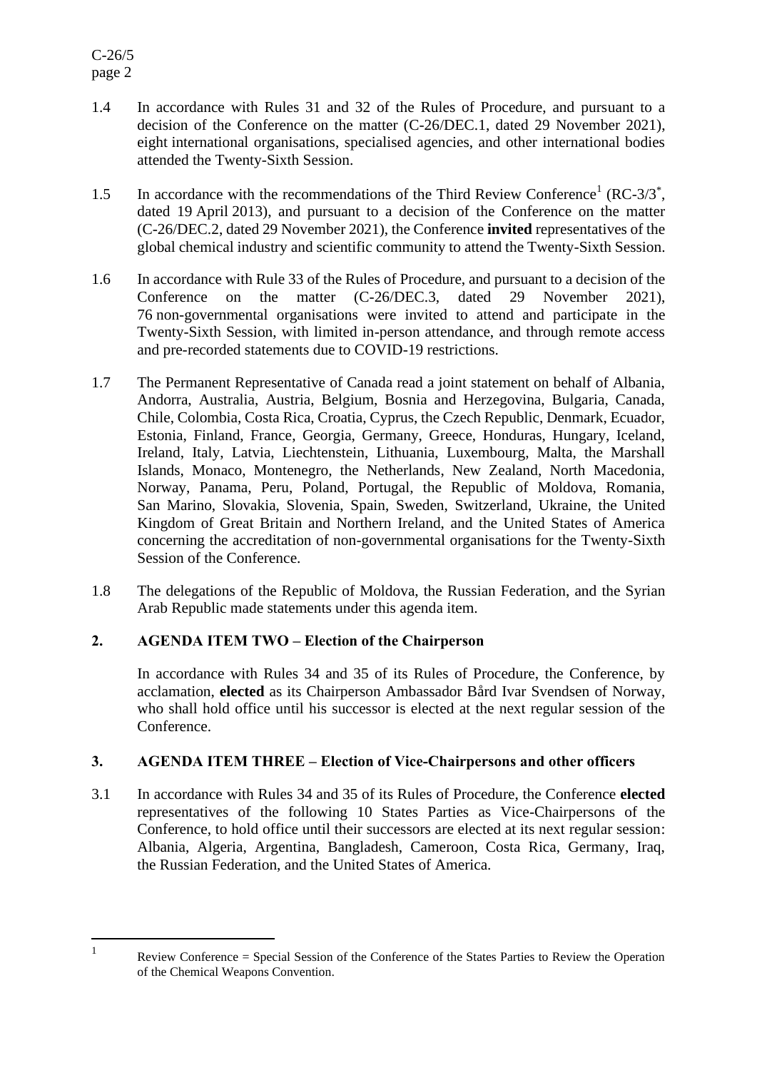1.4 In accordance with Rules 31 and 32 of the Rules of Procedure, and pursuant to a decision of the Conference on the matter (C-26/DEC.1, dated 29 November 2021), eight international organisations, specialised agencies, and other international bodies attended the Twenty-Sixth Session.

1.5 In accordance with the recommendations of the Third Review Conference[1] (RC-3/3*, dated 19 April 2013), and pursuant to a decision of the Conference on the matter (C-26/DEC.2, dated 29 November 2021), the Conference **invited** representatives of the global chemical industry and scientific community to attend the Twenty-Sixth Session.

1.6 In accordance with Rule 33 of the Rules of Procedure, and pursuant to a decision of the Conference on the matter (C-26/DEC.3, dated 29 November 2021), 76 non-governmental organisations were invited to attend and participate in the Twenty-Sixth Session, with limited in-person attendance, and through remote access and pre-recorded statements due to COVID-19 restrictions.

1.7 The Permanent Representative of Canada read a joint statement on behalf of Albania, Andorra, Australia, Austria, Belgium, Bosnia and Herzegovina, Bulgaria, Canada, Chile, Colombia, Costa Rica, Croatia, Cyprus, the Czech Republic, Denmark, Ecuador, Estonia, Finland, France, Georgia, Germany, Greece, Honduras, Hungary, Iceland, Ireland, Italy, Latvia, Liechtenstein, Lithuania, Luxembourg, Malta, the Marshall Islands, Monaco, Montenegro, the Netherlands, New Zealand, North Macedonia, Norway, Panama, Peru, Poland, Portugal, the Republic of Moldova, Romania, San Marino, Slovakia, Slovenia, Spain, Sweden, Switzerland, Ukraine, the United Kingdom of Great Britain and Northern Ireland, and the United States of America concerning the accreditation of non-governmental organisations for the Twenty-Sixth Session of the Conference.

1.8 The delegations of the Republic of Moldova, the Russian Federation, and the Syrian Arab Republic made statements under this agenda item.

## 2. AGENDA ITEM TWO – Election of the Chairperson

In accordance with Rules 34 and 35 of its Rules of Procedure, the Conference, by acclamation, **elected** as its Chairperson Ambassador Bård Ivar Svendsen of Norway, who shall hold office until his successor is elected at the next regular session of the Conference.

## 3. AGENDA ITEM THREE – Election of Vice-Chairpersons and other officers

3.1 In accordance with Rules 34 and 35 of its Rules of Procedure, the Conference **elected** representatives of the following 10 States Parties as Vice-Chairpersons of the Conference, to hold office until their successors are elected at its next regular session: Albania, Algeria, Argentina, Bangladesh, Cameroon, Costa Rica, Germany, Iraq, the Russian Federation, and the United States of America.

---

[1] Review Conference = Special Session of the Conference of the States Parties to Review the Operation of the Chemical Weapons Convention.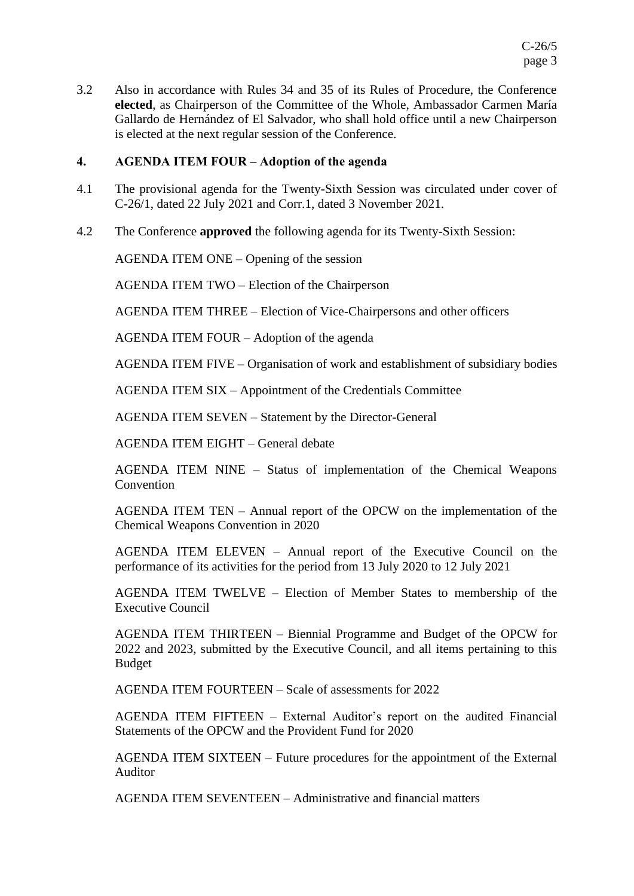3.2 Also in accordance with Rules 34 and 35 of its Rules of Procedure, the Conference **elected**, as Chairperson of the Committee of the Whole, Ambassador Carmen María Gallardo de Hernández of El Salvador, who shall hold office until a new Chairperson is elected at the next regular session of the Conference.

## 4. AGENDA ITEM FOUR – Adoption of the agenda

4.1 The provisional agenda for the Twenty-Sixth Session was circulated under cover of C-26/1, dated 22 July 2021 and Corr.1, dated 3 November 2021.

4.2 The Conference **approved** the following agenda for its Twenty-Sixth Session:

AGENDA ITEM ONE – Opening of the session

AGENDA ITEM TWO – Election of the Chairperson

AGENDA ITEM THREE – Election of Vice-Chairpersons and other officers

AGENDA ITEM FOUR – Adoption of the agenda

AGENDA ITEM FIVE – Organisation of work and establishment of subsidiary bodies

AGENDA ITEM SIX – Appointment of the Credentials Committee

AGENDA ITEM SEVEN – Statement by the Director-General

AGENDA ITEM EIGHT – General debate

AGENDA ITEM NINE – Status of implementation of the Chemical Weapons Convention

AGENDA ITEM TEN – Annual report of the OPCW on the implementation of the Chemical Weapons Convention in 2020

AGENDA ITEM ELEVEN – Annual report of the Executive Council on the performance of its activities for the period from 13 July 2020 to 12 July 2021

AGENDA ITEM TWELVE – Election of Member States to membership of the Executive Council

AGENDA ITEM THIRTEEN – Biennial Programme and Budget of the OPCW for 2022 and 2023, submitted by the Executive Council, and all items pertaining to this Budget

AGENDA ITEM FOURTEEN – Scale of assessments for 2022

AGENDA ITEM FIFTEEN – External Auditor's report on the audited Financial Statements of the OPCW and the Provident Fund for 2020

AGENDA ITEM SIXTEEN – Future procedures for the appointment of the External Auditor

AGENDA ITEM SEVENTEEN – Administrative and financial matters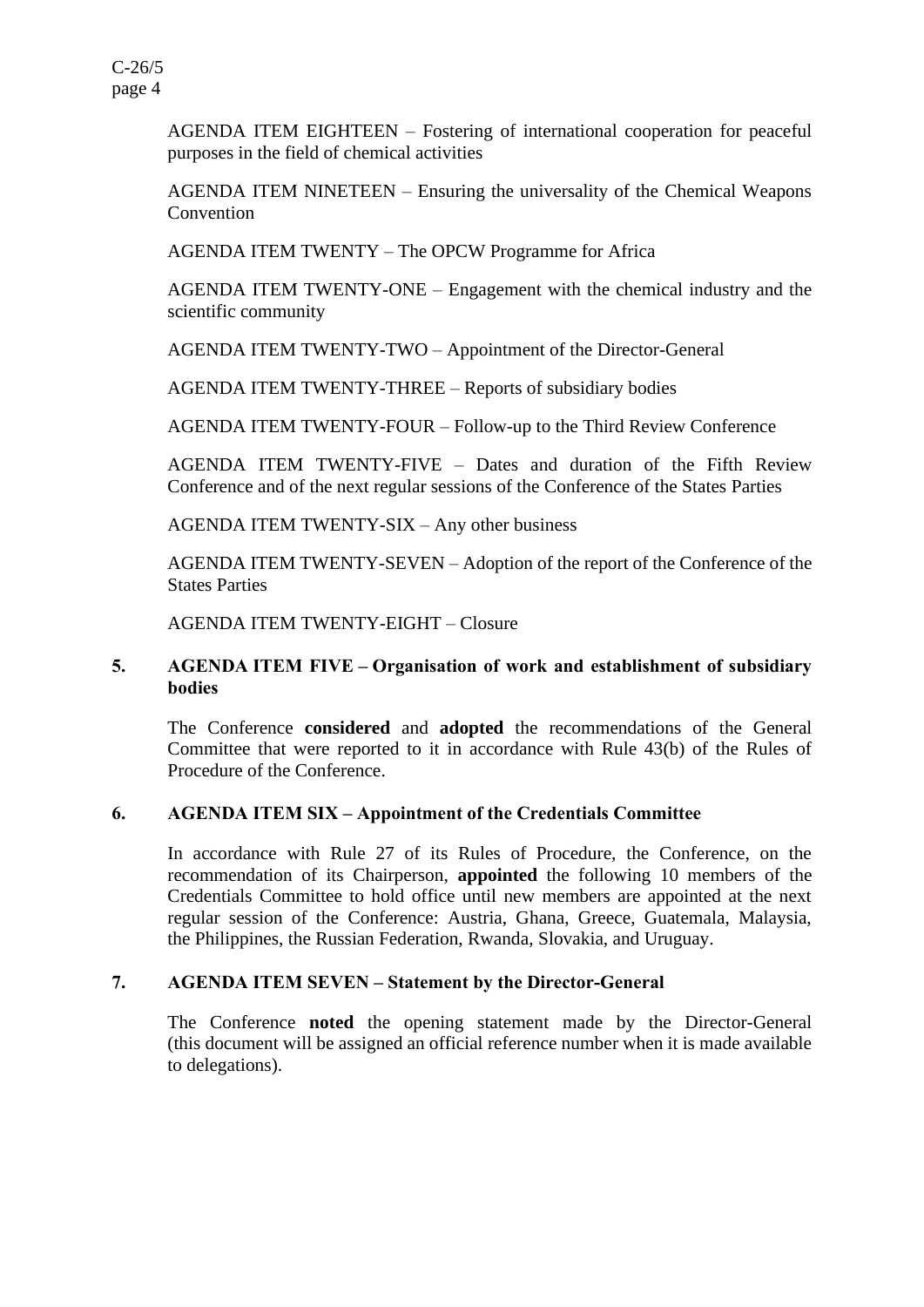AGENDA ITEM EIGHTEEN – Fostering of international cooperation for peaceful purposes in the field of chemical activities

AGENDA ITEM NINETEEN – Ensuring the universality of the Chemical Weapons Convention

AGENDA ITEM TWENTY – The OPCW Programme for Africa

AGENDA ITEM TWENTY-ONE – Engagement with the chemical industry and the scientific community

AGENDA ITEM TWENTY-TWO – Appointment of the Director-General

AGENDA ITEM TWENTY-THREE – Reports of subsidiary bodies

AGENDA ITEM TWENTY-FOUR – Follow-up to the Third Review Conference

AGENDA ITEM TWENTY-FIVE – Dates and duration of the Fifth Review Conference and of the next regular sessions of the Conference of the States Parties

AGENDA ITEM TWENTY-SIX – Any other business

AGENDA ITEM TWENTY-SEVEN – Adoption of the report of the Conference of the States Parties

AGENDA ITEM TWENTY-EIGHT – Closure

## 5. AGENDA ITEM FIVE – Organisation of work and establishment of subsidiary bodies

The Conference **considered** and **adopted** the recommendations of the General Committee that were reported to it in accordance with Rule 43(b) of the Rules of Procedure of the Conference.

## 6. AGENDA ITEM SIX – Appointment of the Credentials Committee

In accordance with Rule 27 of its Rules of Procedure, the Conference, on the recommendation of its Chairperson, **appointed** the following 10 members of the Credentials Committee to hold office until new members are appointed at the next regular session of the Conference: Austria, Ghana, Greece, Guatemala, Malaysia, the Philippines, the Russian Federation, Rwanda, Slovakia, and Uruguay.

## 7. AGENDA ITEM SEVEN – Statement by the Director-General

The Conference **noted** the opening statement made by the Director-General (this document will be assigned an official reference number when it is made available to delegations).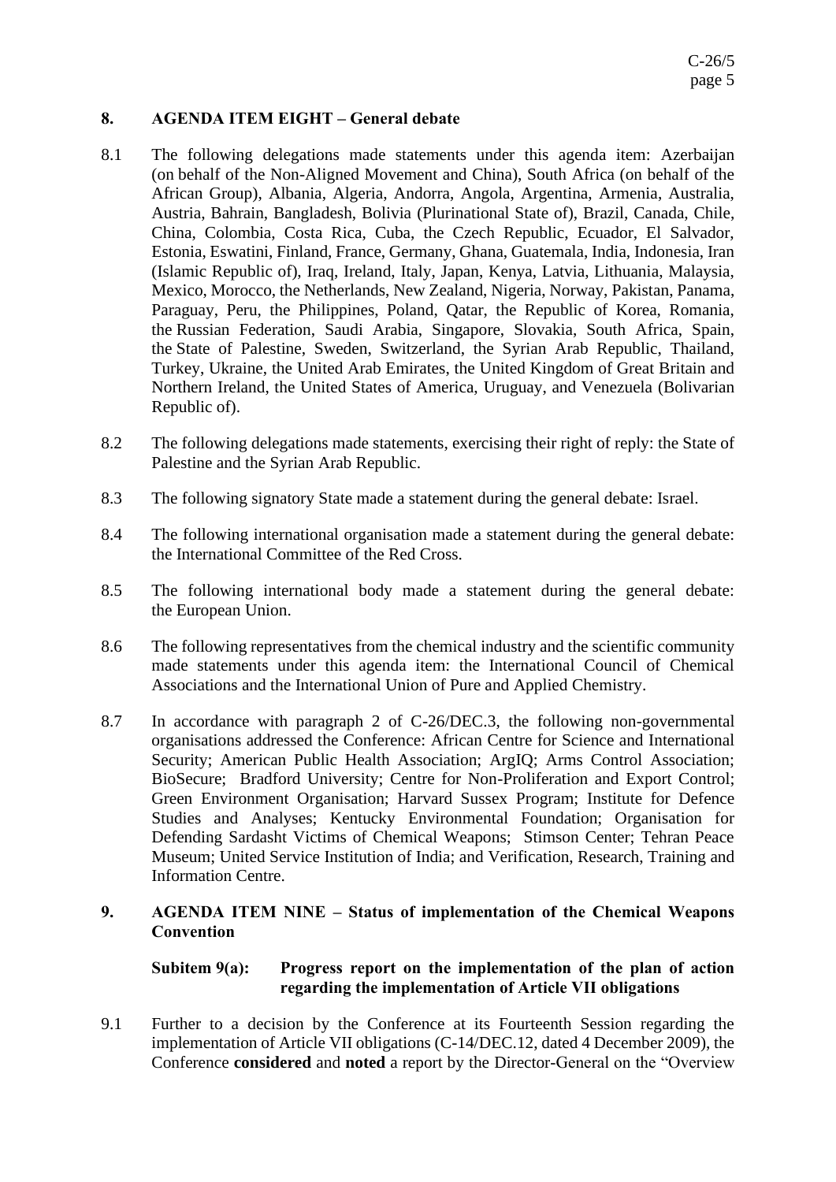## 8. AGENDA ITEM EIGHT – General debate

8.1 The following delegations made statements under this agenda item: Azerbaijan (on behalf of the Non-Aligned Movement and China), South Africa (on behalf of the African Group), Albania, Algeria, Andorra, Angola, Argentina, Armenia, Australia, Austria, Bahrain, Bangladesh, Bolivia (Plurinational State of), Brazil, Canada, Chile, China, Colombia, Costa Rica, Cuba, the Czech Republic, Ecuador, El Salvador, Estonia, Eswatini, Finland, France, Germany, Ghana, Guatemala, India, Indonesia, Iran (Islamic Republic of), Iraq, Ireland, Italy, Japan, Kenya, Latvia, Lithuania, Malaysia, Mexico, Morocco, the Netherlands, New Zealand, Nigeria, Norway, Pakistan, Panama, Paraguay, Peru, the Philippines, Poland, Qatar, the Republic of Korea, Romania, the Russian Federation, Saudi Arabia, Singapore, Slovakia, South Africa, Spain, the State of Palestine, Sweden, Switzerland, the Syrian Arab Republic, Thailand, Turkey, Ukraine, the United Arab Emirates, the United Kingdom of Great Britain and Northern Ireland, the United States of America, Uruguay, and Venezuela (Bolivarian Republic of).

8.2 The following delegations made statements, exercising their right of reply: the State of Palestine and the Syrian Arab Republic.

8.3 The following signatory State made a statement during the general debate: Israel.

8.4 The following international organisation made a statement during the general debate: the International Committee of the Red Cross.

8.5 The following international body made a statement during the general debate: the European Union.

8.6 The following representatives from the chemical industry and the scientific community made statements under this agenda item: the International Council of Chemical Associations and the International Union of Pure and Applied Chemistry.

8.7 In accordance with paragraph 2 of C-26/DEC.3, the following non-governmental organisations addressed the Conference: African Centre for Science and International Security; American Public Health Association; ArgIQ; Arms Control Association; BioSecure; Bradford University; Centre for Non-Proliferation and Export Control; Green Environment Organisation; Harvard Sussex Program; Institute for Defence Studies and Analyses; Kentucky Environmental Foundation; Organisation for Defending Sardasht Victims of Chemical Weapons; Stimson Center; Tehran Peace Museum; United Service Institution of India; and Verification, Research, Training and Information Centre.

## 9. AGENDA ITEM NINE – Status of implementation of the Chemical Weapons Convention

### Subitem 9(a): Progress report on the implementation of the plan of action regarding the implementation of Article VII obligations

9.1 Further to a decision by the Conference at its Fourteenth Session regarding the implementation of Article VII obligations (C-14/DEC.12, dated 4 December 2009), the Conference **considered** and **noted** a report by the Director-General on the "Overview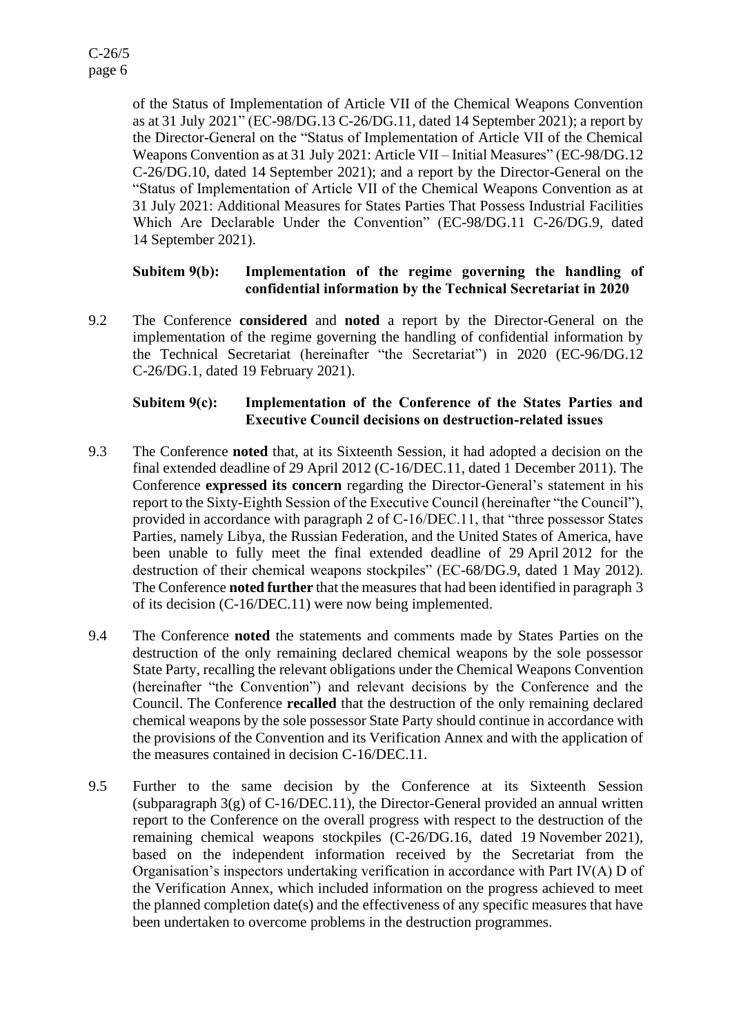of the Status of Implementation of Article VII of the Chemical Weapons Convention as at 31 July 2021" (EC-98/DG.13 C-26/DG.11, dated 14 September 2021); a report by the Director-General on the "Status of Implementation of Article VII of the Chemical Weapons Convention as at 31 July 2021: Article VII – Initial Measures" (EC-98/DG.12 C-26/DG.10, dated 14 September 2021); and a report by the Director-General on the "Status of Implementation of Article VII of the Chemical Weapons Convention as at 31 July 2021: Additional Measures for States Parties That Possess Industrial Facilities Which Are Declarable Under the Convention" (EC-98/DG.11 C-26/DG.9, dated 14 September 2021).

**Subitem 9(b): Implementation of the regime governing the handling of confidential information by the Technical Secretariat in 2020**

9.2 The Conference **considered** and **noted** a report by the Director-General on the implementation of the regime governing the handling of confidential information by the Technical Secretariat (hereinafter "the Secretariat") in 2020 (EC-96/DG.12 C-26/DG.1, dated 19 February 2021).

**Subitem 9(c): Implementation of the Conference of the States Parties and Executive Council decisions on destruction-related issues**

9.3 The Conference **noted** that, at its Sixteenth Session, it had adopted a decision on the final extended deadline of 29 April 2012 (C-16/DEC.11, dated 1 December 2011). The Conference **expressed its concern** regarding the Director-General's statement in his report to the Sixty-Eighth Session of the Executive Council (hereinafter "the Council"), provided in accordance with paragraph 2 of C-16/DEC.11, that "three possessor States Parties, namely Libya, the Russian Federation, and the United States of America, have been unable to fully meet the final extended deadline of 29 April 2012 for the destruction of their chemical weapons stockpiles" (EC-68/DG.9, dated 1 May 2012). The Conference **noted further** that the measures that had been identified in paragraph 3 of its decision (C-16/DEC.11) were now being implemented.

9.4 The Conference **noted** the statements and comments made by States Parties on the destruction of the only remaining declared chemical weapons by the sole possessor State Party, recalling the relevant obligations under the Chemical Weapons Convention (hereinafter "the Convention") and relevant decisions by the Conference and the Council. The Conference **recalled** that the destruction of the only remaining declared chemical weapons by the sole possessor State Party should continue in accordance with the provisions of the Convention and its Verification Annex and with the application of the measures contained in decision C-16/DEC.11.

9.5 Further to the same decision by the Conference at its Sixteenth Session (subparagraph 3(g) of C-16/DEC.11), the Director-General provided an annual written report to the Conference on the overall progress with respect to the destruction of the remaining chemical weapons stockpiles (C-26/DG.16, dated 19 November 2021), based on the independent information received by the Secretariat from the Organisation's inspectors undertaking verification in accordance with Part IV(A) D of the Verification Annex, which included information on the progress achieved to meet the planned completion date(s) and the effectiveness of any specific measures that have been undertaken to overcome problems in the destruction programmes.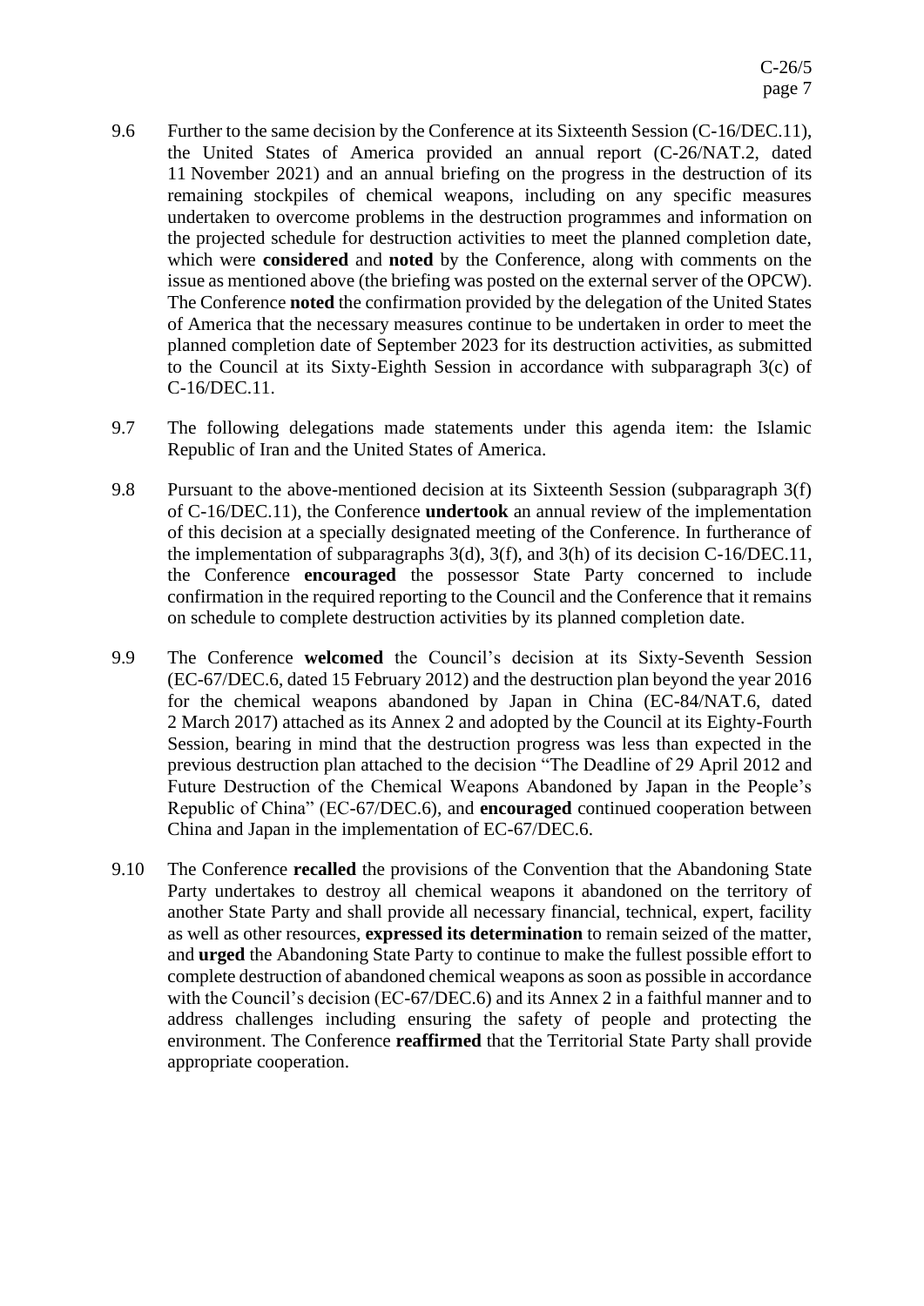9.6 Further to the same decision by the Conference at its Sixteenth Session (C-16/DEC.11), the United States of America provided an annual report (C-26/NAT.2, dated 11 November 2021) and an annual briefing on the progress in the destruction of its remaining stockpiles of chemical weapons, including on any specific measures undertaken to overcome problems in the destruction programmes and information on the projected schedule for destruction activities to meet the planned completion date, which were **considered** and **noted** by the Conference, along with comments on the issue as mentioned above (the briefing was posted on the external server of the OPCW). The Conference **noted** the confirmation provided by the delegation of the United States of America that the necessary measures continue to be undertaken in order to meet the planned completion date of September 2023 for its destruction activities, as submitted to the Council at its Sixty-Eighth Session in accordance with subparagraph 3(c) of C-16/DEC.11.

9.7 The following delegations made statements under this agenda item: the Islamic Republic of Iran and the United States of America.

9.8 Pursuant to the above-mentioned decision at its Sixteenth Session (subparagraph 3(f) of C-16/DEC.11), the Conference **undertook** an annual review of the implementation of this decision at a specially designated meeting of the Conference. In furtherance of the implementation of subparagraphs 3(d), 3(f), and 3(h) of its decision C-16/DEC.11, the Conference **encouraged** the possessor State Party concerned to include confirmation in the required reporting to the Council and the Conference that it remains on schedule to complete destruction activities by its planned completion date.

9.9 The Conference **welcomed** the Council's decision at its Sixty-Seventh Session (EC-67/DEC.6, dated 15 February 2012) and the destruction plan beyond the year 2016 for the chemical weapons abandoned by Japan in China (EC-84/NAT.6, dated 2 March 2017) attached as its Annex 2 and adopted by the Council at its Eighty-Fourth Session, bearing in mind that the destruction progress was less than expected in the previous destruction plan attached to the decision "The Deadline of 29 April 2012 and Future Destruction of the Chemical Weapons Abandoned by Japan in the People's Republic of China" (EC-67/DEC.6), and **encouraged** continued cooperation between China and Japan in the implementation of EC-67/DEC.6.

9.10 The Conference **recalled** the provisions of the Convention that the Abandoning State Party undertakes to destroy all chemical weapons it abandoned on the territory of another State Party and shall provide all necessary financial, technical, expert, facility as well as other resources, **expressed its determination** to remain seized of the matter, and **urged** the Abandoning State Party to continue to make the fullest possible effort to complete destruction of abandoned chemical weapons as soon as possible in accordance with the Council's decision (EC-67/DEC.6) and its Annex 2 in a faithful manner and to address challenges including ensuring the safety of people and protecting the environment. The Conference **reaffirmed** that the Territorial State Party shall provide appropriate cooperation.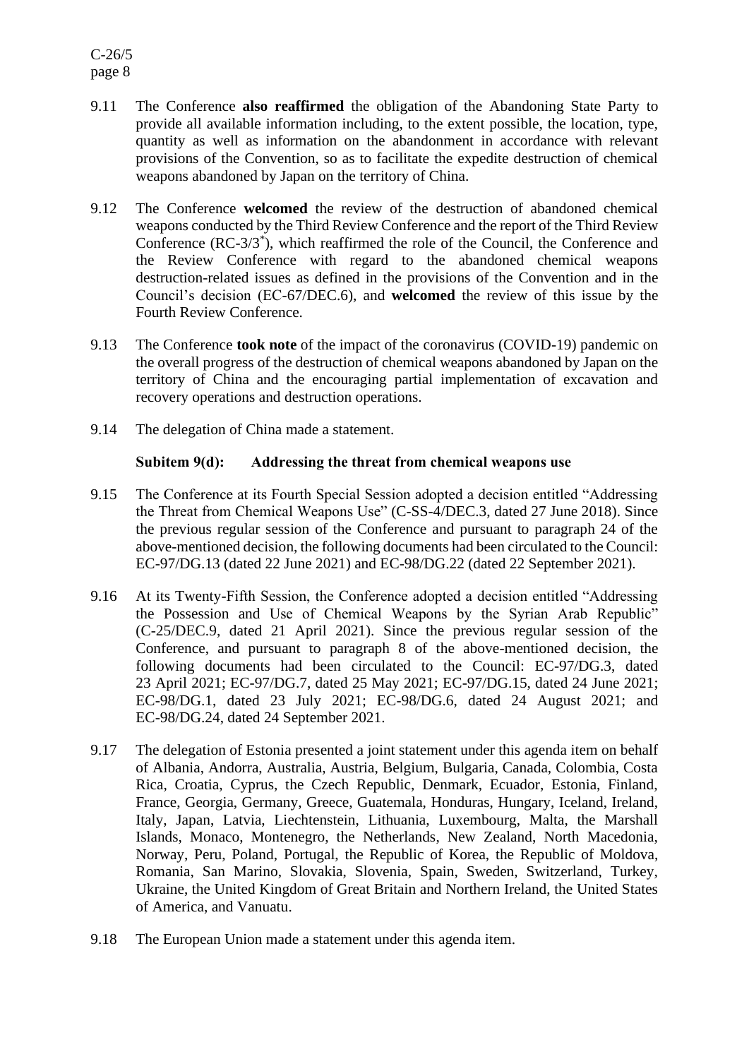9.11 The Conference **also reaffirmed** the obligation of the Abandoning State Party to provide all available information including, to the extent possible, the location, type, quantity as well as information on the abandonment in accordance with relevant provisions of the Convention, so as to facilitate the expedite destruction of chemical weapons abandoned by Japan on the territory of China.

9.12 The Conference **welcomed** the review of the destruction of abandoned chemical weapons conducted by the Third Review Conference and the report of the Third Review Conference (RC-3/3*), which reaffirmed the role of the Council, the Conference and the Review Conference with regard to the abandoned chemical weapons destruction-related issues as defined in the provisions of the Convention and in the Council's decision (EC-67/DEC.6), and **welcomed** the review of this issue by the Fourth Review Conference.

9.13 The Conference **took note** of the impact of the coronavirus (COVID-19) pandemic on the overall progress of the destruction of chemical weapons abandoned by Japan on the territory of China and the encouraging partial implementation of excavation and recovery operations and destruction operations.

9.14 The delegation of China made a statement.

**Subitem 9(d): Addressing the threat from chemical weapons use**

9.15 The Conference at its Fourth Special Session adopted a decision entitled "Addressing the Threat from Chemical Weapons Use" (C-SS-4/DEC.3, dated 27 June 2018). Since the previous regular session of the Conference and pursuant to paragraph 24 of the above-mentioned decision, the following documents had been circulated to the Council: EC-97/DG.13 (dated 22 June 2021) and EC-98/DG.22 (dated 22 September 2021).

9.16 At its Twenty-Fifth Session, the Conference adopted a decision entitled "Addressing the Possession and Use of Chemical Weapons by the Syrian Arab Republic" (C-25/DEC.9, dated 21 April 2021). Since the previous regular session of the Conference, and pursuant to paragraph 8 of the above-mentioned decision, the following documents had been circulated to the Council: EC-97/DG.3, dated 23 April 2021; EC-97/DG.7, dated 25 May 2021; EC-97/DG.15, dated 24 June 2021; EC-98/DG.1, dated 23 July 2021; EC-98/DG.6, dated 24 August 2021; and EC-98/DG.24, dated 24 September 2021.

9.17 The delegation of Estonia presented a joint statement under this agenda item on behalf of Albania, Andorra, Australia, Austria, Belgium, Bulgaria, Canada, Colombia, Costa Rica, Croatia, Cyprus, the Czech Republic, Denmark, Ecuador, Estonia, Finland, France, Georgia, Germany, Greece, Guatemala, Honduras, Hungary, Iceland, Ireland, Italy, Japan, Latvia, Liechtenstein, Lithuania, Luxembourg, Malta, the Marshall Islands, Monaco, Montenegro, the Netherlands, New Zealand, North Macedonia, Norway, Peru, Poland, Portugal, the Republic of Korea, the Republic of Moldova, Romania, San Marino, Slovakia, Slovenia, Spain, Sweden, Switzerland, Turkey, Ukraine, the United Kingdom of Great Britain and Northern Ireland, the United States of America, and Vanuatu.

9.18 The European Union made a statement under this agenda item.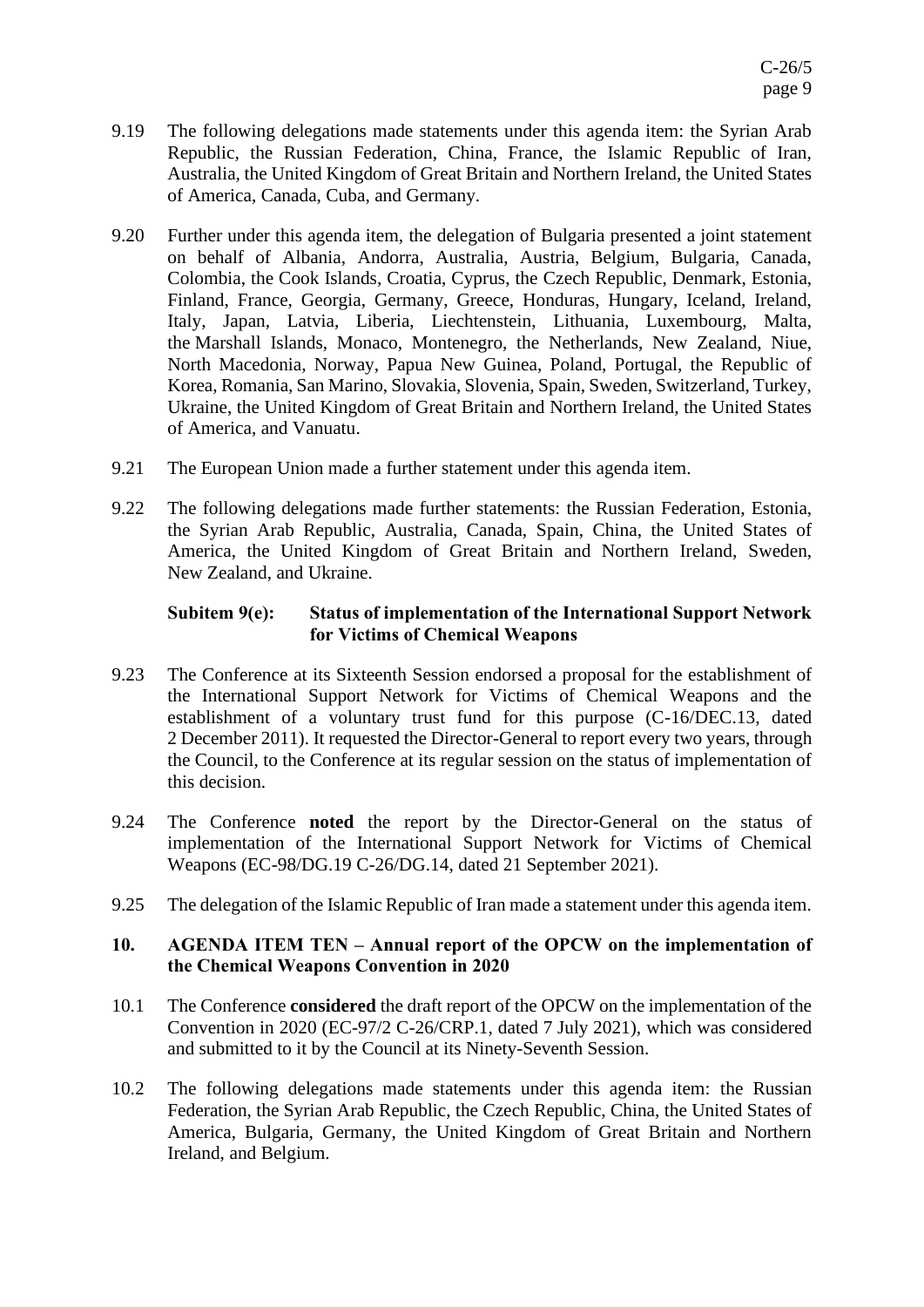9.19 The following delegations made statements under this agenda item: the Syrian Arab Republic, the Russian Federation, China, France, the Islamic Republic of Iran, Australia, the United Kingdom of Great Britain and Northern Ireland, the United States of America, Canada, Cuba, and Germany.

9.20 Further under this agenda item, the delegation of Bulgaria presented a joint statement on behalf of Albania, Andorra, Australia, Austria, Belgium, Bulgaria, Canada, Colombia, the Cook Islands, Croatia, Cyprus, the Czech Republic, Denmark, Estonia, Finland, France, Georgia, Germany, Greece, Honduras, Hungary, Iceland, Ireland, Italy, Japan, Latvia, Liberia, Liechtenstein, Lithuania, Luxembourg, Malta, the Marshall Islands, Monaco, Montenegro, the Netherlands, New Zealand, Niue, North Macedonia, Norway, Papua New Guinea, Poland, Portugal, the Republic of Korea, Romania, San Marino, Slovakia, Slovenia, Spain, Sweden, Switzerland, Turkey, Ukraine, the United Kingdom of Great Britain and Northern Ireland, the United States of America, and Vanuatu.

9.21 The European Union made a further statement under this agenda item.

9.22 The following delegations made further statements: the Russian Federation, Estonia, the Syrian Arab Republic, Australia, Canada, Spain, China, the United States of America, the United Kingdom of Great Britain and Northern Ireland, Sweden, New Zealand, and Ukraine.

### Subitem 9(e): Status of implementation of the International Support Network for Victims of Chemical Weapons

9.23 The Conference at its Sixteenth Session endorsed a proposal for the establishment of the International Support Network for Victims of Chemical Weapons and the establishment of a voluntary trust fund for this purpose (C-16/DEC.13, dated 2 December 2011). It requested the Director-General to report every two years, through the Council, to the Conference at its regular session on the status of implementation of this decision.

9.24 The Conference **noted** the report by the Director-General on the status of implementation of the International Support Network for Victims of Chemical Weapons (EC-98/DG.19 C-26/DG.14, dated 21 September 2021).

9.25 The delegation of the Islamic Republic of Iran made a statement under this agenda item.

## 10. AGENDA ITEM TEN – Annual report of the OPCW on the implementation of the Chemical Weapons Convention in 2020

10.1 The Conference **considered** the draft report of the OPCW on the implementation of the Convention in 2020 (EC-97/2 C-26/CRP.1, dated 7 July 2021), which was considered and submitted to it by the Council at its Ninety-Seventh Session.

10.2 The following delegations made statements under this agenda item: the Russian Federation, the Syrian Arab Republic, the Czech Republic, China, the United States of America, Bulgaria, Germany, the United Kingdom of Great Britain and Northern Ireland, and Belgium.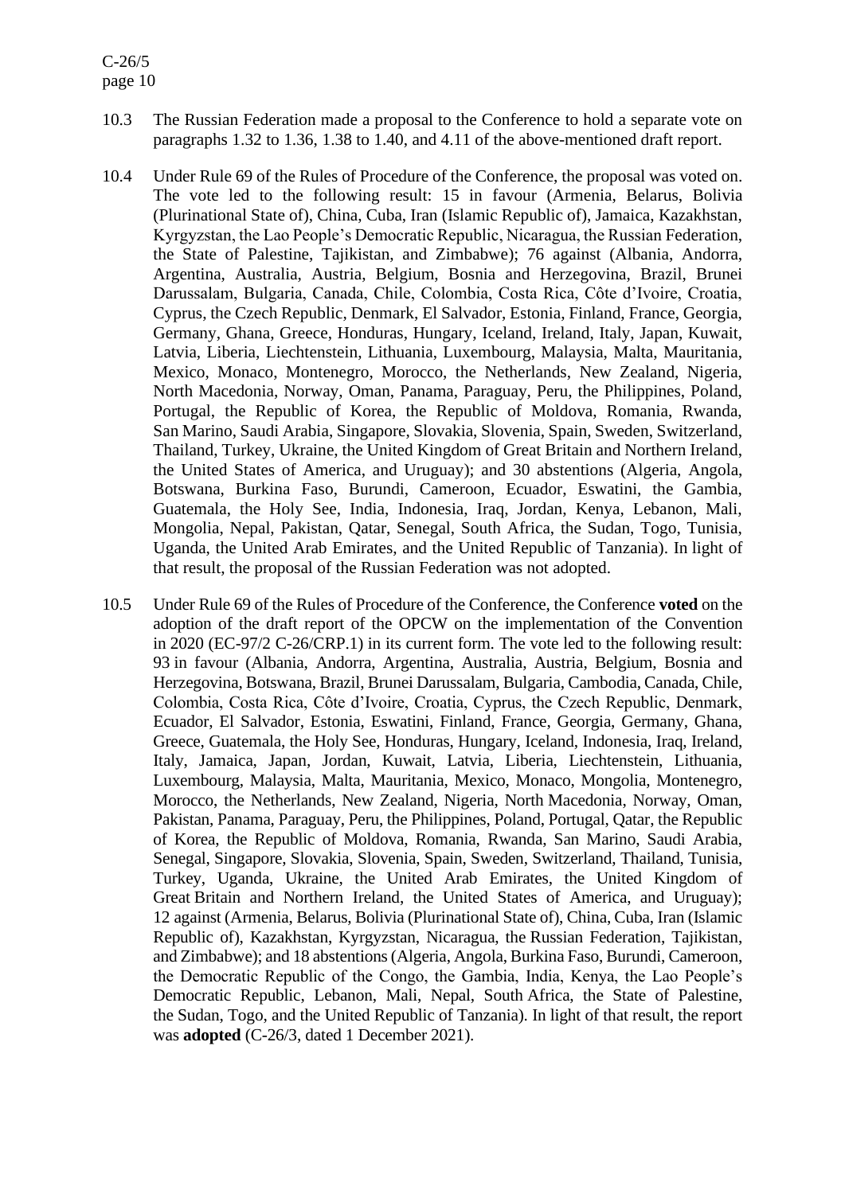10.3 The Russian Federation made a proposal to the Conference to hold a separate vote on paragraphs 1.32 to 1.36, 1.38 to 1.40, and 4.11 of the above-mentioned draft report.

10.4 Under Rule 69 of the Rules of Procedure of the Conference, the proposal was voted on. The vote led to the following result: 15 in favour (Armenia, Belarus, Bolivia (Plurinational State of), China, Cuba, Iran (Islamic Republic of), Jamaica, Kazakhstan, Kyrgyzstan, the Lao People's Democratic Republic, Nicaragua, the Russian Federation, the State of Palestine, Tajikistan, and Zimbabwe); 76 against (Albania, Andorra, Argentina, Australia, Austria, Belgium, Bosnia and Herzegovina, Brazil, Brunei Darussalam, Bulgaria, Canada, Chile, Colombia, Costa Rica, Côte d'Ivoire, Croatia, Cyprus, the Czech Republic, Denmark, El Salvador, Estonia, Finland, France, Georgia, Germany, Ghana, Greece, Honduras, Hungary, Iceland, Ireland, Italy, Japan, Kuwait, Latvia, Liberia, Liechtenstein, Lithuania, Luxembourg, Malaysia, Malta, Mauritania, Mexico, Monaco, Montenegro, Morocco, the Netherlands, New Zealand, Nigeria, North Macedonia, Norway, Oman, Panama, Paraguay, Peru, the Philippines, Poland, Portugal, the Republic of Korea, the Republic of Moldova, Romania, Rwanda, San Marino, Saudi Arabia, Singapore, Slovakia, Slovenia, Spain, Sweden, Switzerland, Thailand, Turkey, Ukraine, the United Kingdom of Great Britain and Northern Ireland, the United States of America, and Uruguay); and 30 abstentions (Algeria, Angola, Botswana, Burkina Faso, Burundi, Cameroon, Ecuador, Eswatini, the Gambia, Guatemala, the Holy See, India, Indonesia, Iraq, Jordan, Kenya, Lebanon, Mali, Mongolia, Nepal, Pakistan, Qatar, Senegal, South Africa, the Sudan, Togo, Tunisia, Uganda, the United Arab Emirates, and the United Republic of Tanzania). In light of that result, the proposal of the Russian Federation was not adopted.

10.5 Under Rule 69 of the Rules of Procedure of the Conference, the Conference **voted** on the adoption of the draft report of the OPCW on the implementation of the Convention in 2020 (EC-97/2 C-26/CRP.1) in its current form. The vote led to the following result: 93 in favour (Albania, Andorra, Argentina, Australia, Austria, Belgium, Bosnia and Herzegovina, Botswana, Brazil, Brunei Darussalam, Bulgaria, Cambodia, Canada, Chile, Colombia, Costa Rica, Côte d'Ivoire, Croatia, Cyprus, the Czech Republic, Denmark, Ecuador, El Salvador, Estonia, Eswatini, Finland, France, Georgia, Germany, Ghana, Greece, Guatemala, the Holy See, Honduras, Hungary, Iceland, Indonesia, Iraq, Ireland, Italy, Jamaica, Japan, Jordan, Kuwait, Latvia, Liberia, Liechtenstein, Lithuania, Luxembourg, Malaysia, Malta, Mauritania, Mexico, Monaco, Mongolia, Montenegro, Morocco, the Netherlands, New Zealand, Nigeria, North Macedonia, Norway, Oman, Pakistan, Panama, Paraguay, Peru, the Philippines, Poland, Portugal, Qatar, the Republic of Korea, the Republic of Moldova, Romania, Rwanda, San Marino, Saudi Arabia, Senegal, Singapore, Slovakia, Slovenia, Spain, Sweden, Switzerland, Thailand, Tunisia, Turkey, Uganda, Ukraine, the United Arab Emirates, the United Kingdom of Great Britain and Northern Ireland, the United States of America, and Uruguay); 12 against (Armenia, Belarus, Bolivia (Plurinational State of), China, Cuba, Iran (Islamic Republic of), Kazakhstan, Kyrgyzstan, Nicaragua, the Russian Federation, Tajikistan, and Zimbabwe); and 18 abstentions (Algeria, Angola, Burkina Faso, Burundi, Cameroon, the Democratic Republic of the Congo, the Gambia, India, Kenya, the Lao People's Democratic Republic, Lebanon, Mali, Nepal, South Africa, the State of Palestine, the Sudan, Togo, and the United Republic of Tanzania). In light of that result, the report was **adopted** (C-26/3, dated 1 December 2021).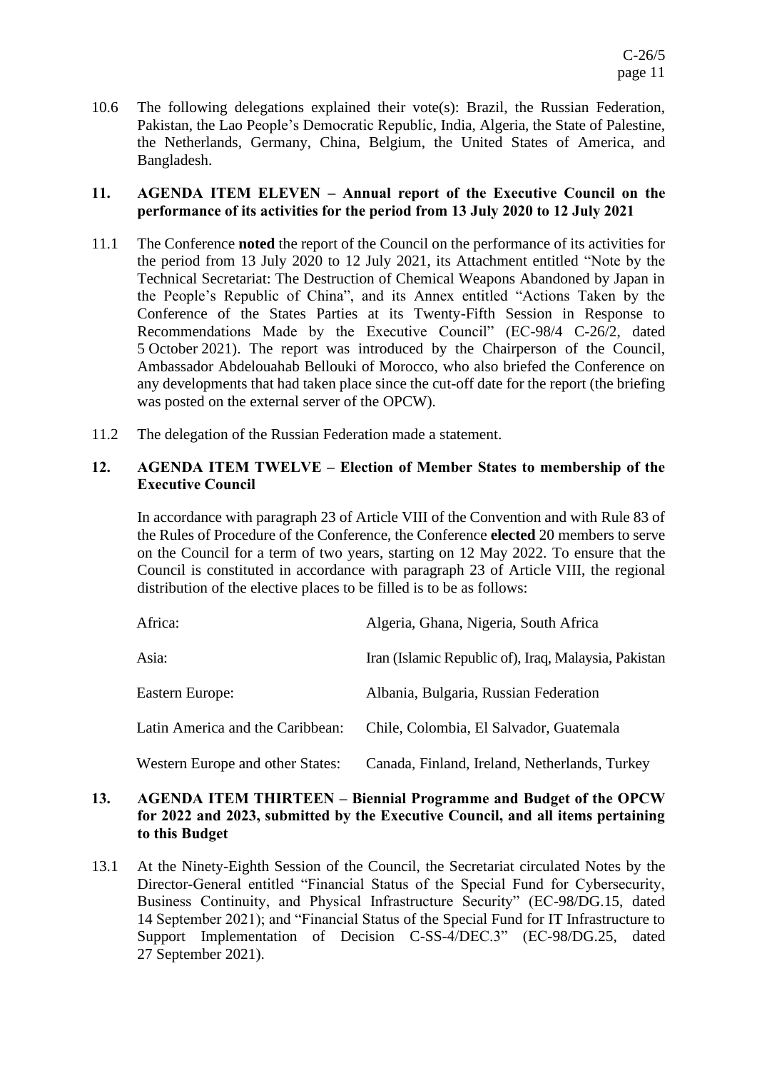10.6 The following delegations explained their vote(s): Brazil, the Russian Federation, Pakistan, the Lao People's Democratic Republic, India, Algeria, the State of Palestine, the Netherlands, Germany, China, Belgium, the United States of America, and Bangladesh.

## 11. AGENDA ITEM ELEVEN – Annual report of the Executive Council on the performance of its activities for the period from 13 July 2020 to 12 July 2021

11.1 The Conference **noted** the report of the Council on the performance of its activities for the period from 13 July 2020 to 12 July 2021, its Attachment entitled "Note by the Technical Secretariat: The Destruction of Chemical Weapons Abandoned by Japan in the People's Republic of China", and its Annex entitled "Actions Taken by the Conference of the States Parties at its Twenty-Fifth Session in Response to Recommendations Made by the Executive Council" (EC-98/4 C-26/2, dated 5 October 2021). The report was introduced by the Chairperson of the Council, Ambassador Abdelouahab Bellouki of Morocco, who also briefed the Conference on any developments that had taken place since the cut-off date for the report (the briefing was posted on the external server of the OPCW).

11.2 The delegation of the Russian Federation made a statement.

## 12. AGENDA ITEM TWELVE – Election of Member States to membership of the Executive Council

In accordance with paragraph 23 of Article VIII of the Convention and with Rule 83 of the Rules of Procedure of the Conference, the Conference **elected** 20 members to serve on the Council for a term of two years, starting on 12 May 2022. To ensure that the Council is constituted in accordance with paragraph 23 of Article VIII, the regional distribution of the elective places to be filled is to be as follows:

| | |
|---|---|
| Africa: | Algeria, Ghana, Nigeria, South Africa |
| Asia: | Iran (Islamic Republic of), Iraq, Malaysia, Pakistan |
| Eastern Europe: | Albania, Bulgaria, Russian Federation |
| Latin America and the Caribbean: | Chile, Colombia, El Salvador, Guatemala |
| Western Europe and other States: | Canada, Finland, Ireland, Netherlands, Turkey |

## 13. AGENDA ITEM THIRTEEN – Biennial Programme and Budget of the OPCW for 2022 and 2023, submitted by the Executive Council, and all items pertaining to this Budget

13.1 At the Ninety-Eighth Session of the Council, the Secretariat circulated Notes by the Director-General entitled "Financial Status of the Special Fund for Cybersecurity, Business Continuity, and Physical Infrastructure Security" (EC-98/DG.15, dated 14 September 2021); and "Financial Status of the Special Fund for IT Infrastructure to Support Implementation of Decision C-SS-4/DEC.3" (EC-98/DG.25, dated 27 September 2021).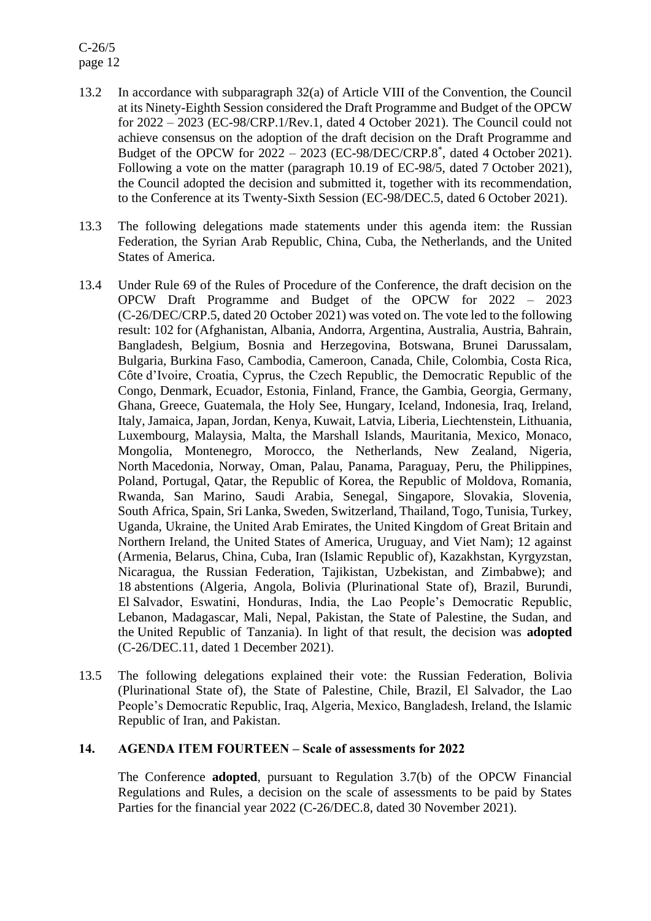13.2 In accordance with subparagraph 32(a) of Article VIII of the Convention, the Council at its Ninety-Eighth Session considered the Draft Programme and Budget of the OPCW for 2022 – 2023 (EC-98/CRP.1/Rev.1, dated 4 October 2021). The Council could not achieve consensus on the adoption of the draft decision on the Draft Programme and Budget of the OPCW for 2022 – 2023 (EC-98/DEC/CRP.8*, dated 4 October 2021). Following a vote on the matter (paragraph 10.19 of EC-98/5, dated 7 October 2021), the Council adopted the decision and submitted it, together with its recommendation, to the Conference at its Twenty-Sixth Session (EC-98/DEC.5, dated 6 October 2021).

13.3 The following delegations made statements under this agenda item: the Russian Federation, the Syrian Arab Republic, China, Cuba, the Netherlands, and the United States of America.

13.4 Under Rule 69 of the Rules of Procedure of the Conference, the draft decision on the OPCW Draft Programme and Budget of the OPCW for 2022 – 2023 (C-26/DEC/CRP.5, dated 20 October 2021) was voted on. The vote led to the following result: 102 for (Afghanistan, Albania, Andorra, Argentina, Australia, Austria, Bahrain, Bangladesh, Belgium, Bosnia and Herzegovina, Botswana, Brunei Darussalam, Bulgaria, Burkina Faso, Cambodia, Cameroon, Canada, Chile, Colombia, Costa Rica, Côte d'Ivoire, Croatia, Cyprus, the Czech Republic, the Democratic Republic of the Congo, Denmark, Ecuador, Estonia, Finland, France, the Gambia, Georgia, Germany, Ghana, Greece, Guatemala, the Holy See, Hungary, Iceland, Indonesia, Iraq, Ireland, Italy, Jamaica, Japan, Jordan, Kenya, Kuwait, Latvia, Liberia, Liechtenstein, Lithuania, Luxembourg, Malaysia, Malta, the Marshall Islands, Mauritania, Mexico, Monaco, Mongolia, Montenegro, Morocco, the Netherlands, New Zealand, Nigeria, North Macedonia, Norway, Oman, Palau, Panama, Paraguay, Peru, the Philippines, Poland, Portugal, Qatar, the Republic of Korea, the Republic of Moldova, Romania, Rwanda, San Marino, Saudi Arabia, Senegal, Singapore, Slovakia, Slovenia, South Africa, Spain, Sri Lanka, Sweden, Switzerland, Thailand, Togo, Tunisia, Turkey, Uganda, Ukraine, the United Arab Emirates, the United Kingdom of Great Britain and Northern Ireland, the United States of America, Uruguay, and Viet Nam); 12 against (Armenia, Belarus, China, Cuba, Iran (Islamic Republic of), Kazakhstan, Kyrgyzstan, Nicaragua, the Russian Federation, Tajikistan, Uzbekistan, and Zimbabwe); and 18 abstentions (Algeria, Angola, Bolivia (Plurinational State of), Brazil, Burundi, El Salvador, Eswatini, Honduras, India, the Lao People's Democratic Republic, Lebanon, Madagascar, Mali, Nepal, Pakistan, the State of Palestine, the Sudan, and the United Republic of Tanzania). In light of that result, the decision was **adopted** (C-26/DEC.11, dated 1 December 2021).

13.5 The following delegations explained their vote: the Russian Federation, Bolivia (Plurinational State of), the State of Palestine, Chile, Brazil, El Salvador, the Lao People's Democratic Republic, Iraq, Algeria, Mexico, Bangladesh, Ireland, the Islamic Republic of Iran, and Pakistan.

## 14. AGENDA ITEM FOURTEEN – Scale of assessments for 2022

The Conference **adopted**, pursuant to Regulation 3.7(b) of the OPCW Financial Regulations and Rules, a decision on the scale of assessments to be paid by States Parties for the financial year 2022 (C-26/DEC.8, dated 30 November 2021).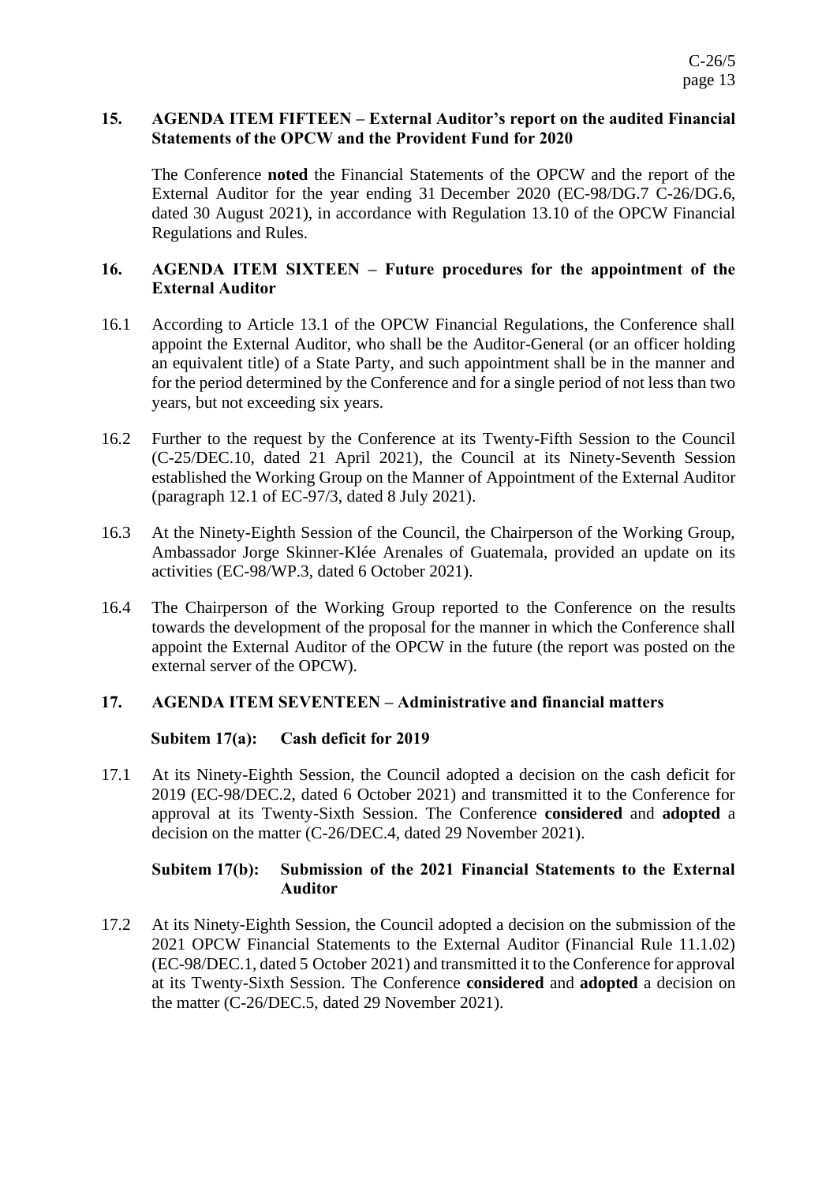## 15. AGENDA ITEM FIFTEEN – External Auditor's report on the audited Financial Statements of the OPCW and the Provident Fund for 2020

The Conference **noted** the Financial Statements of the OPCW and the report of the External Auditor for the year ending 31 December 2020 (EC-98/DG.7 C-26/DG.6, dated 30 August 2021), in accordance with Regulation 13.10 of the OPCW Financial Regulations and Rules.

## 16. AGENDA ITEM SIXTEEN – Future procedures for the appointment of the External Auditor

16.1 According to Article 13.1 of the OPCW Financial Regulations, the Conference shall appoint the External Auditor, who shall be the Auditor-General (or an officer holding an equivalent title) of a State Party, and such appointment shall be in the manner and for the period determined by the Conference and for a single period of not less than two years, but not exceeding six years.

16.2 Further to the request by the Conference at its Twenty-Fifth Session to the Council (C-25/DEC.10, dated 21 April 2021), the Council at its Ninety-Seventh Session established the Working Group on the Manner of Appointment of the External Auditor (paragraph 12.1 of EC-97/3, dated 8 July 2021).

16.3 At the Ninety-Eighth Session of the Council, the Chairperson of the Working Group, Ambassador Jorge Skinner-Klée Arenales of Guatemala, provided an update on its activities (EC-98/WP.3, dated 6 October 2021).

16.4 The Chairperson of the Working Group reported to the Conference on the results towards the development of the proposal for the manner in which the Conference shall appoint the External Auditor of the OPCW in the future (the report was posted on the external server of the OPCW).

## 17. AGENDA ITEM SEVENTEEN – Administrative and financial matters

### Subitem 17(a): Cash deficit for 2019

17.1 At its Ninety-Eighth Session, the Council adopted a decision on the cash deficit for 2019 (EC-98/DEC.2, dated 6 October 2021) and transmitted it to the Conference for approval at its Twenty-Sixth Session. The Conference **considered** and **adopted** a decision on the matter (C-26/DEC.4, dated 29 November 2021).

### Subitem 17(b): Submission of the 2021 Financial Statements to the External Auditor

17.2 At its Ninety-Eighth Session, the Council adopted a decision on the submission of the 2021 OPCW Financial Statements to the External Auditor (Financial Rule 11.1.02) (EC-98/DEC.1, dated 5 October 2021) and transmitted it to the Conference for approval at its Twenty-Sixth Session. The Conference **considered** and **adopted** a decision on the matter (C-26/DEC.5, dated 29 November 2021).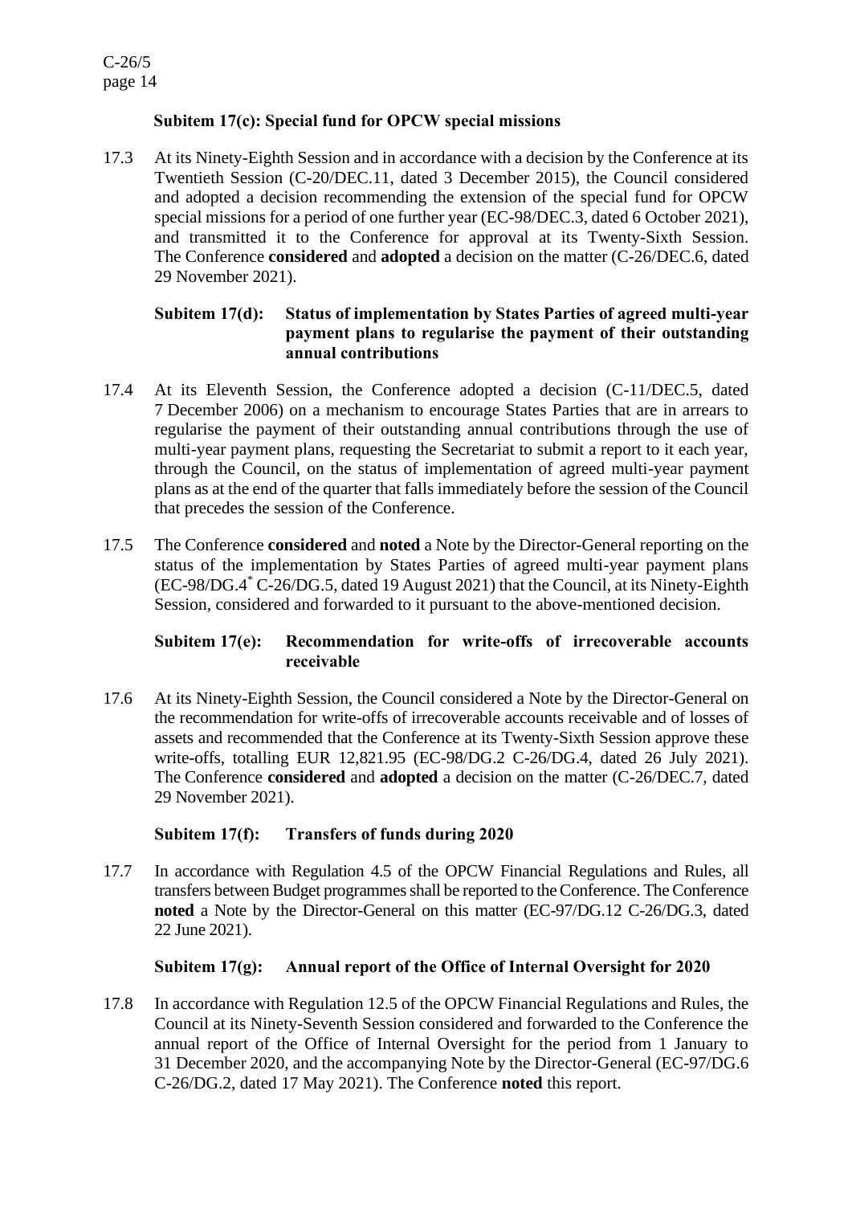**Subitem 17(c): Special fund for OPCW special missions**

17.3 At its Ninety-Eighth Session and in accordance with a decision by the Conference at its Twentieth Session (C-20/DEC.11, dated 3 December 2015), the Council considered and adopted a decision recommending the extension of the special fund for OPCW special missions for a period of one further year (EC-98/DEC.3, dated 6 October 2021), and transmitted it to the Conference for approval at its Twenty-Sixth Session. The Conference **considered** and **adopted** a decision on the matter (C-26/DEC.6, dated 29 November 2021).

**Subitem 17(d): Status of implementation by States Parties of agreed multi-year payment plans to regularise the payment of their outstanding annual contributions**

17.4 At its Eleventh Session, the Conference adopted a decision (C-11/DEC.5, dated 7 December 2006) on a mechanism to encourage States Parties that are in arrears to regularise the payment of their outstanding annual contributions through the use of multi-year payment plans, requesting the Secretariat to submit a report to it each year, through the Council, on the status of implementation of agreed multi-year payment plans as at the end of the quarter that falls immediately before the session of the Council that precedes the session of the Conference.

17.5 The Conference **considered** and **noted** a Note by the Director-General reporting on the status of the implementation by States Parties of agreed multi-year payment plans (EC-98/DG.4* C-26/DG.5, dated 19 August 2021) that the Council, at its Ninety-Eighth Session, considered and forwarded to it pursuant to the above-mentioned decision.

**Subitem 17(e): Recommendation for write-offs of irrecoverable accounts receivable**

17.6 At its Ninety-Eighth Session, the Council considered a Note by the Director-General on the recommendation for write-offs of irrecoverable accounts receivable and of losses of assets and recommended that the Conference at its Twenty-Sixth Session approve these write-offs, totalling EUR 12,821.95 (EC-98/DG.2 C-26/DG.4, dated 26 July 2021). The Conference **considered** and **adopted** a decision on the matter (C-26/DEC.7, dated 29 November 2021).

**Subitem 17(f): Transfers of funds during 2020**

17.7 In accordance with Regulation 4.5 of the OPCW Financial Regulations and Rules, all transfers between Budget programmes shall be reported to the Conference. The Conference **noted** a Note by the Director-General on this matter (EC-97/DG.12 C-26/DG.3, dated 22 June 2021).

**Subitem 17(g): Annual report of the Office of Internal Oversight for 2020**

17.8 In accordance with Regulation 12.5 of the OPCW Financial Regulations and Rules, the Council at its Ninety-Seventh Session considered and forwarded to the Conference the annual report of the Office of Internal Oversight for the period from 1 January to 31 December 2020, and the accompanying Note by the Director-General (EC-97/DG.6 C-26/DG.2, dated 17 May 2021). The Conference **noted** this report.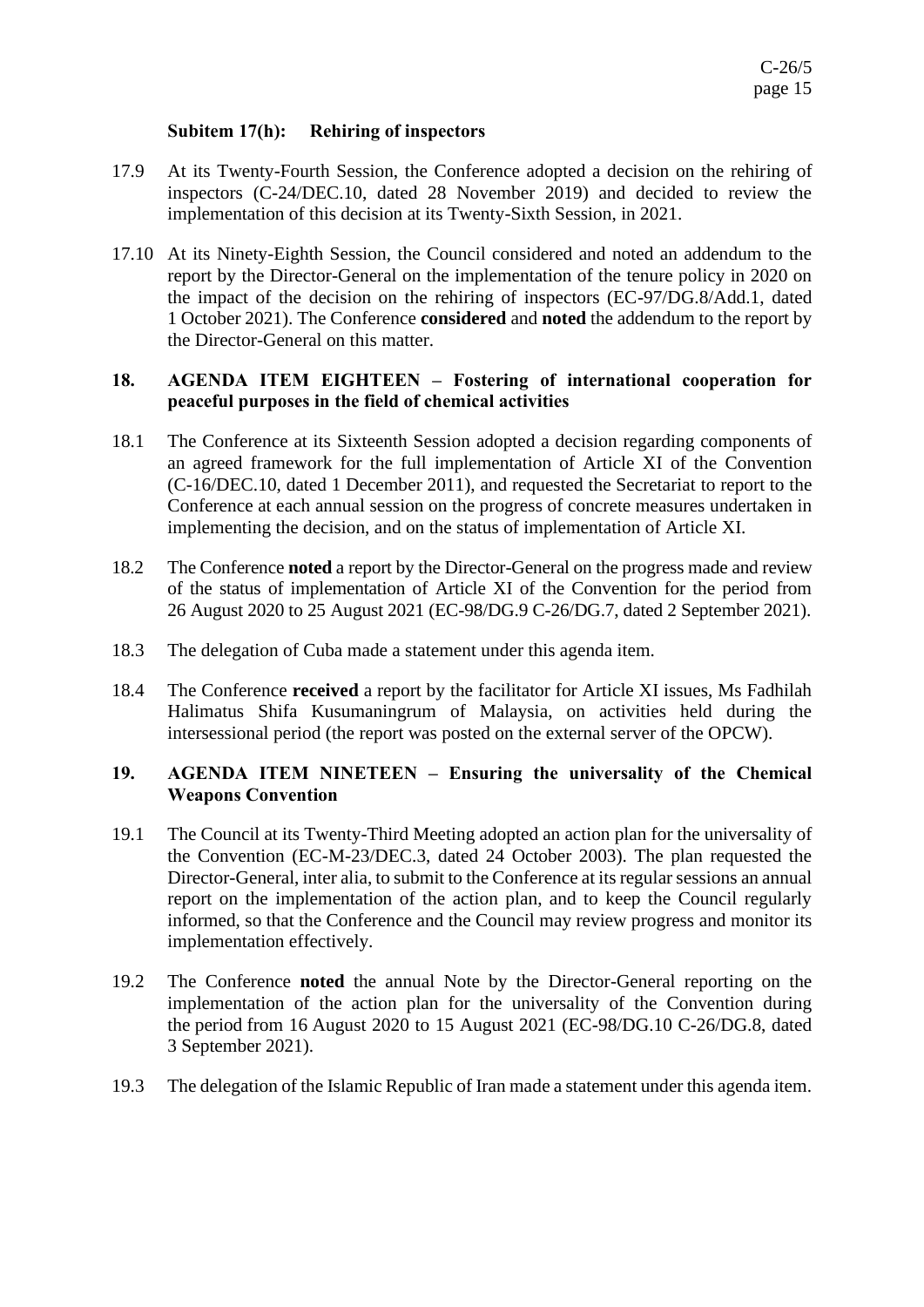### Subitem 17(h): Rehiring of inspectors

17.9 At its Twenty-Fourth Session, the Conference adopted a decision on the rehiring of inspectors (C-24/DEC.10, dated 28 November 2019) and decided to review the implementation of this decision at its Twenty-Sixth Session, in 2021.

17.10 At its Ninety-Eighth Session, the Council considered and noted an addendum to the report by the Director-General on the implementation of the tenure policy in 2020 on the impact of the decision on the rehiring of inspectors (EC-97/DG.8/Add.1, dated 1 October 2021). The Conference **considered** and **noted** the addendum to the report by the Director-General on this matter.

## 18. AGENDA ITEM EIGHTEEN – Fostering of international cooperation for peaceful purposes in the field of chemical activities

18.1 The Conference at its Sixteenth Session adopted a decision regarding components of an agreed framework for the full implementation of Article XI of the Convention (C-16/DEC.10, dated 1 December 2011), and requested the Secretariat to report to the Conference at each annual session on the progress of concrete measures undertaken in implementing the decision, and on the status of implementation of Article XI.

18.2 The Conference **noted** a report by the Director-General on the progress made and review of the status of implementation of Article XI of the Convention for the period from 26 August 2020 to 25 August 2021 (EC-98/DG.9 C-26/DG.7, dated 2 September 2021).

18.3 The delegation of Cuba made a statement under this agenda item.

18.4 The Conference **received** a report by the facilitator for Article XI issues, Ms Fadhilah Halimatus Shifa Kusumaningrum of Malaysia, on activities held during the intersessional period (the report was posted on the external server of the OPCW).

## 19. AGENDA ITEM NINETEEN – Ensuring the universality of the Chemical Weapons Convention

19.1 The Council at its Twenty-Third Meeting adopted an action plan for the universality of the Convention (EC-M-23/DEC.3, dated 24 October 2003). The plan requested the Director-General, inter alia, to submit to the Conference at its regular sessions an annual report on the implementation of the action plan, and to keep the Council regularly informed, so that the Conference and the Council may review progress and monitor its implementation effectively.

19.2 The Conference **noted** the annual Note by the Director-General reporting on the implementation of the action plan for the universality of the Convention during the period from 16 August 2020 to 15 August 2021 (EC-98/DG.10 C-26/DG.8, dated 3 September 2021).

19.3 The delegation of the Islamic Republic of Iran made a statement under this agenda item.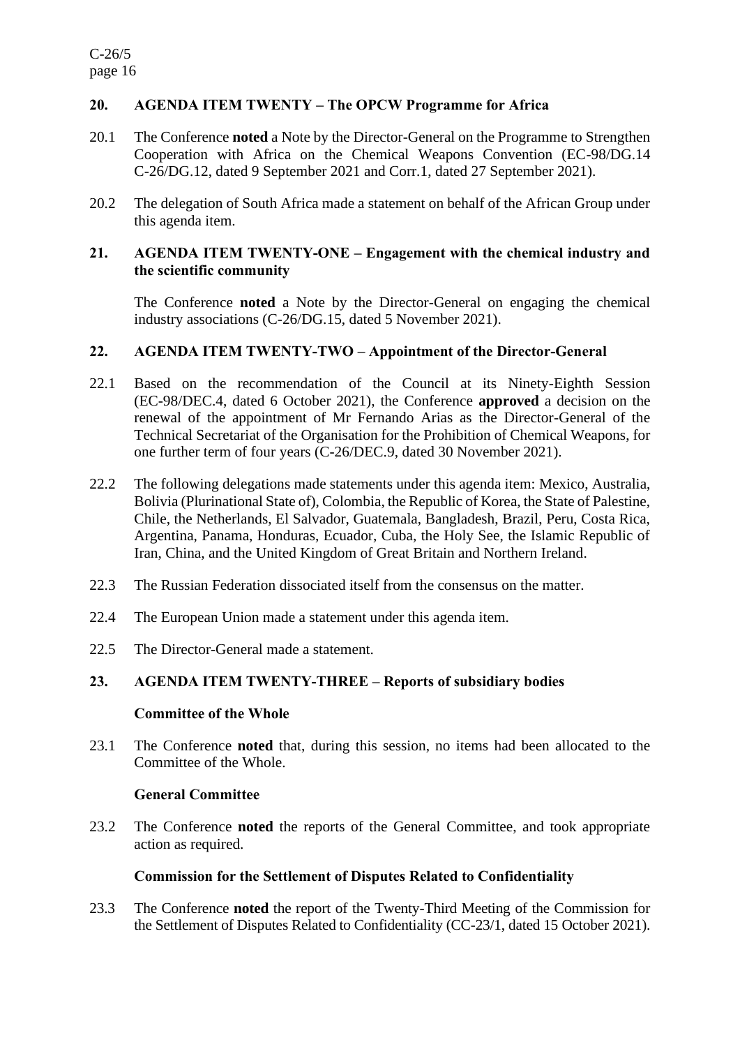## 20. AGENDA ITEM TWENTY – The OPCW Programme for Africa

20.1 The Conference **noted** a Note by the Director-General on the Programme to Strengthen Cooperation with Africa on the Chemical Weapons Convention (EC-98/DG.14 C-26/DG.12, dated 9 September 2021 and Corr.1, dated 27 September 2021).

20.2 The delegation of South Africa made a statement on behalf of the African Group under this agenda item.

## 21. AGENDA ITEM TWENTY-ONE – Engagement with the chemical industry and the scientific community

The Conference **noted** a Note by the Director-General on engaging the chemical industry associations (C-26/DG.15, dated 5 November 2021).

## 22. AGENDA ITEM TWENTY-TWO – Appointment of the Director-General

22.1 Based on the recommendation of the Council at its Ninety-Eighth Session (EC-98/DEC.4, dated 6 October 2021), the Conference **approved** a decision on the renewal of the appointment of Mr Fernando Arias as the Director-General of the Technical Secretariat of the Organisation for the Prohibition of Chemical Weapons, for one further term of four years (C-26/DEC.9, dated 30 November 2021).

22.2 The following delegations made statements under this agenda item: Mexico, Australia, Bolivia (Plurinational State of), Colombia, the Republic of Korea, the State of Palestine, Chile, the Netherlands, El Salvador, Guatemala, Bangladesh, Brazil, Peru, Costa Rica, Argentina, Panama, Honduras, Ecuador, Cuba, the Holy See, the Islamic Republic of Iran, China, and the United Kingdom of Great Britain and Northern Ireland.

22.3 The Russian Federation dissociated itself from the consensus on the matter.

22.4 The European Union made a statement under this agenda item.

22.5 The Director-General made a statement.

## 23. AGENDA ITEM TWENTY-THREE – Reports of subsidiary bodies

### Committee of the Whole

23.1 The Conference **noted** that, during this session, no items had been allocated to the Committee of the Whole.

### General Committee

23.2 The Conference **noted** the reports of the General Committee, and took appropriate action as required.

### Commission for the Settlement of Disputes Related to Confidentiality

23.3 The Conference **noted** the report of the Twenty-Third Meeting of the Commission for the Settlement of Disputes Related to Confidentiality (CC-23/1, dated 15 October 2021).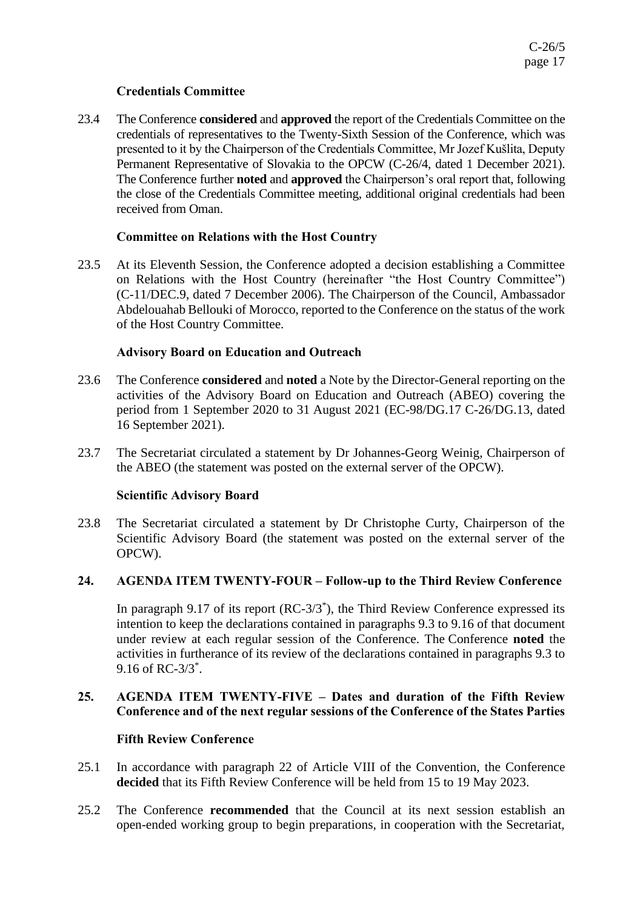**Credentials Committee**

23.4 The Conference **considered** and **approved** the report of the Credentials Committee on the credentials of representatives to the Twenty-Sixth Session of the Conference, which was presented to it by the Chairperson of the Credentials Committee, Mr Jozef Kušlita, Deputy Permanent Representative of Slovakia to the OPCW (C-26/4, dated 1 December 2021). The Conference further **noted** and **approved** the Chairperson's oral report that, following the close of the Credentials Committee meeting, additional original credentials had been received from Oman.

**Committee on Relations with the Host Country**

23.5 At its Eleventh Session, the Conference adopted a decision establishing a Committee on Relations with the Host Country (hereinafter "the Host Country Committee") (C-11/DEC.9, dated 7 December 2006). The Chairperson of the Council, Ambassador Abdelouahab Bellouki of Morocco, reported to the Conference on the status of the work of the Host Country Committee.

**Advisory Board on Education and Outreach**

23.6 The Conference **considered** and **noted** a Note by the Director-General reporting on the activities of the Advisory Board on Education and Outreach (ABEO) covering the period from 1 September 2020 to 31 August 2021 (EC-98/DG.17 C-26/DG.13, dated 16 September 2021).

23.7 The Secretariat circulated a statement by Dr Johannes-Georg Weinig, Chairperson of the ABEO (the statement was posted on the external server of the OPCW).

**Scientific Advisory Board**

23.8 The Secretariat circulated a statement by Dr Christophe Curty, Chairperson of the Scientific Advisory Board (the statement was posted on the external server of the OPCW).

## 24. AGENDA ITEM TWENTY-FOUR – Follow-up to the Third Review Conference

In paragraph 9.17 of its report (RC-3/3*), the Third Review Conference expressed its intention to keep the declarations contained in paragraphs 9.3 to 9.16 of that document under review at each regular session of the Conference. The Conference **noted** the activities in furtherance of its review of the declarations contained in paragraphs 9.3 to 9.16 of RC-3/3*.

## 25. AGENDA ITEM TWENTY-FIVE – Dates and duration of the Fifth Review Conference and of the next regular sessions of the Conference of the States Parties

**Fifth Review Conference**

25.1 In accordance with paragraph 22 of Article VIII of the Convention, the Conference **decided** that its Fifth Review Conference will be held from 15 to 19 May 2023.

25.2 The Conference **recommended** that the Council at its next session establish an open-ended working group to begin preparations, in cooperation with the Secretariat,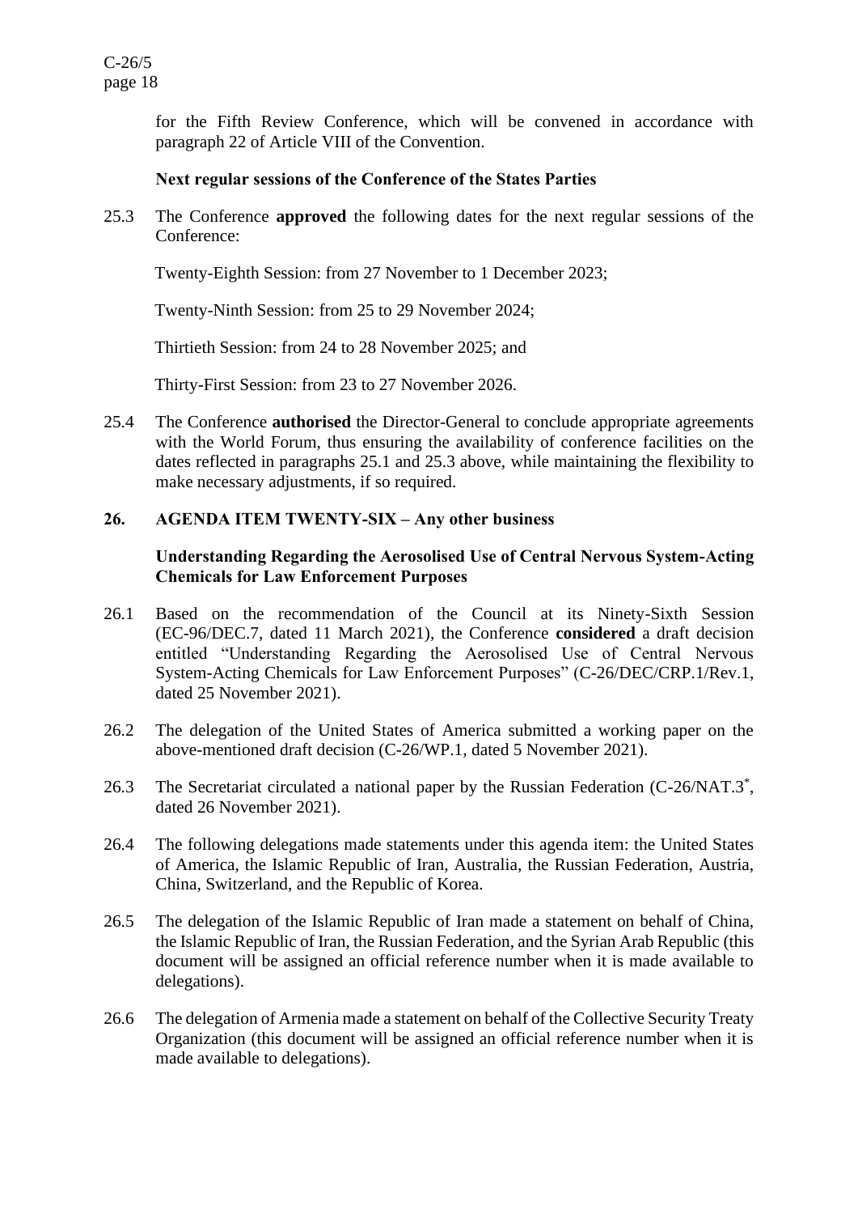for the Fifth Review Conference, which will be convened in accordance with paragraph 22 of Article VIII of the Convention.

**Next regular sessions of the Conference of the States Parties**

25.3 The Conference **approved** the following dates for the next regular sessions of the Conference:

Twenty-Eighth Session: from 27 November to 1 December 2023;

Twenty-Ninth Session: from 25 to 29 November 2024;

Thirtieth Session: from 24 to 28 November 2025; and

Thirty-First Session: from 23 to 27 November 2026.

25.4 The Conference **authorised** the Director-General to conclude appropriate agreements with the World Forum, thus ensuring the availability of conference facilities on the dates reflected in paragraphs 25.1 and 25.3 above, while maintaining the flexibility to make necessary adjustments, if so required.

## 26. AGENDA ITEM TWENTY-SIX – Any other business

**Understanding Regarding the Aerosolised Use of Central Nervous System-Acting Chemicals for Law Enforcement Purposes**

26.1 Based on the recommendation of the Council at its Ninety-Sixth Session (EC-96/DEC.7, dated 11 March 2021), the Conference **considered** a draft decision entitled "Understanding Regarding the Aerosolised Use of Central Nervous System-Acting Chemicals for Law Enforcement Purposes" (C-26/DEC/CRP.1/Rev.1, dated 25 November 2021).

26.2 The delegation of the United States of America submitted a working paper on the above-mentioned draft decision (C-26/WP.1, dated 5 November 2021).

26.3 The Secretariat circulated a national paper by the Russian Federation (C-26/NAT.3*, dated 26 November 2021).

26.4 The following delegations made statements under this agenda item: the United States of America, the Islamic Republic of Iran, Australia, the Russian Federation, Austria, China, Switzerland, and the Republic of Korea.

26.5 The delegation of the Islamic Republic of Iran made a statement on behalf of China, the Islamic Republic of Iran, the Russian Federation, and the Syrian Arab Republic (this document will be assigned an official reference number when it is made available to delegations).

26.6 The delegation of Armenia made a statement on behalf of the Collective Security Treaty Organization (this document will be assigned an official reference number when it is made available to delegations).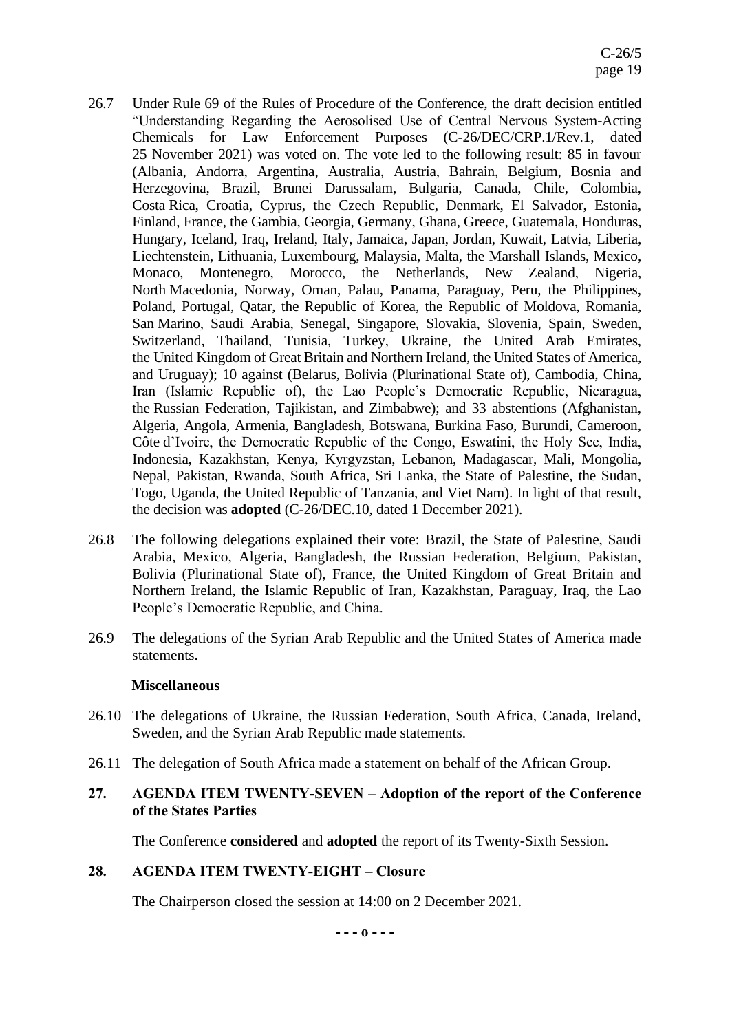26.7 Under Rule 69 of the Rules of Procedure of the Conference, the draft decision entitled "Understanding Regarding the Aerosolised Use of Central Nervous System-Acting Chemicals for Law Enforcement Purposes (C-26/DEC/CRP.1/Rev.1, dated 25 November 2021) was voted on. The vote led to the following result: 85 in favour (Albania, Andorra, Argentina, Australia, Austria, Bahrain, Belgium, Bosnia and Herzegovina, Brazil, Brunei Darussalam, Bulgaria, Canada, Chile, Colombia, Costa Rica, Croatia, Cyprus, the Czech Republic, Denmark, El Salvador, Estonia, Finland, France, the Gambia, Georgia, Germany, Ghana, Greece, Guatemala, Honduras, Hungary, Iceland, Iraq, Ireland, Italy, Jamaica, Japan, Jordan, Kuwait, Latvia, Liberia, Liechtenstein, Lithuania, Luxembourg, Malaysia, Malta, the Marshall Islands, Mexico, Monaco, Montenegro, Morocco, the Netherlands, New Zealand, Nigeria, North Macedonia, Norway, Oman, Palau, Panama, Paraguay, Peru, the Philippines, Poland, Portugal, Qatar, the Republic of Korea, the Republic of Moldova, Romania, San Marino, Saudi Arabia, Senegal, Singapore, Slovakia, Slovenia, Spain, Sweden, Switzerland, Thailand, Tunisia, Turkey, Ukraine, the United Arab Emirates, the United Kingdom of Great Britain and Northern Ireland, the United States of America, and Uruguay); 10 against (Belarus, Bolivia (Plurinational State of), Cambodia, China, Iran (Islamic Republic of), the Lao People's Democratic Republic, Nicaragua, the Russian Federation, Tajikistan, and Zimbabwe); and 33 abstentions (Afghanistan, Algeria, Angola, Armenia, Bangladesh, Botswana, Burkina Faso, Burundi, Cameroon, Côte d'Ivoire, the Democratic Republic of the Congo, Eswatini, the Holy See, India, Indonesia, Kazakhstan, Kenya, Kyrgyzstan, Lebanon, Madagascar, Mali, Mongolia, Nepal, Pakistan, Rwanda, South Africa, Sri Lanka, the State of Palestine, the Sudan, Togo, Uganda, the United Republic of Tanzania, and Viet Nam). In light of that result, the decision was **adopted** (C-26/DEC.10, dated 1 December 2021).

26.8 The following delegations explained their vote: Brazil, the State of Palestine, Saudi Arabia, Mexico, Algeria, Bangladesh, the Russian Federation, Belgium, Pakistan, Bolivia (Plurinational State of), France, the United Kingdom of Great Britain and Northern Ireland, the Islamic Republic of Iran, Kazakhstan, Paraguay, Iraq, the Lao People's Democratic Republic, and China.

26.9 The delegations of the Syrian Arab Republic and the United States of America made statements.

**Miscellaneous**

26.10 The delegations of Ukraine, the Russian Federation, South Africa, Canada, Ireland, Sweden, and the Syrian Arab Republic made statements.

26.11 The delegation of South Africa made a statement on behalf of the African Group.

## 27. AGENDA ITEM TWENTY-SEVEN – Adoption of the report of the Conference of the States Parties

The Conference **considered** and **adopted** the report of its Twenty-Sixth Session.

## 28. AGENDA ITEM TWENTY-EIGHT – Closure

The Chairperson closed the session at 14:00 on 2 December 2021.

- - - o - - -